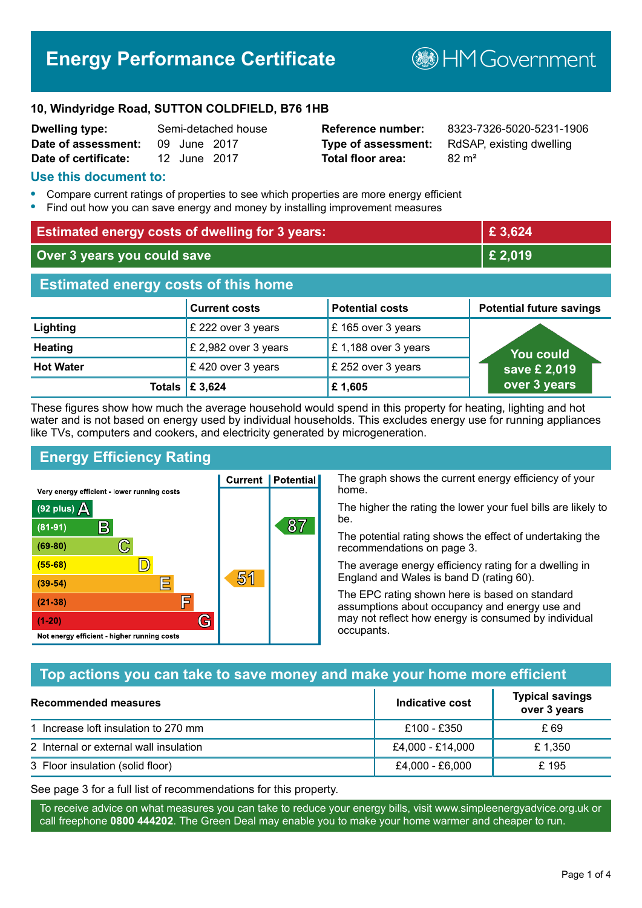# Energy Performance Certificate

HM Government

**10, Windyridge Road, SUTTON COLDFIELD, B76 1HB**

| | | | |
|---|---|---|---|
| **Dwelling type:** | Semi-detached house | **Reference number:** | 8323-7326-5020-5231-1906 |
| **Date of assessment:** | 09 June 2017 | **Type of assessment:** | RdSAP, existing dwelling |
| **Date of certificate:** | 12 June 2017 | **Total floor area:** | 82 m² |

## Use this document to:

- Compare current ratings of properties to see which properties are more energy efficient
- Find out how you can save energy and money by installing improvement measures

| | |
|---|---|
| **Estimated energy costs of dwelling for 3 years:** | **£ 3,624** |
| **Over 3 years you could save** | **£ 2,019** |

## Estimated energy costs of this home

| | Current costs | Potential costs | Potential future savings |
|---|---|---|---|
| **Lighting** | £ 222 over 3 years | £ 165 over 3 years | You could save £ 2,019 over 3 years |
| **Heating** | £ 2,982 over 3 years | £ 1,188 over 3 years | |
| **Hot Water** | £ 420 over 3 years | £ 252 over 3 years | |
| **Totals** | **£ 3,624** | **£ 1,605** | |

These figures show how much the average household would spend in this property for heating, lighting and hot water and is not based on energy used by individual households. This excludes energy use for running appliances like TVs, computers and cookers, and electricity generated by microgeneration.

## Energy Efficiency Rating

| Rating | Current | Potential |
|---|---|---|
| Very energy efficient - lower running costs | | |
| (92 plus) A | | |
| (81-91) B | | 87 |
| (69-80) C | | |
| (55-68) D | | |
| (39-54) E | 51 | |
| (21-38) F | | |
| (1-20) G | | |
| Not energy efficient - higher running costs | | |

The graph shows the current energy efficiency of your home.

The higher the rating the lower your fuel bills are likely to be.

The potential rating shows the effect of undertaking the recommendations on page 3.

The average energy efficiency rating for a dwelling in England and Wales is band D (rating 60).

The EPC rating shown here is based on standard assumptions about occupancy and energy use and may not reflect how energy is consumed by individual occupants.

## Top actions you can take to save money and make your home more efficient

| Recommended measures | Indicative cost | Typical savings over 3 years |
|---|---|---|
| 1 Increase loft insulation to 270 mm | £100 - £350 | £ 69 |
| 2 Internal or external wall insulation | £4,000 - £14,000 | £ 1,350 |
| 3 Floor insulation (solid floor) | £4,000 - £6,000 | £ 195 |

See page 3 for a full list of recommendations for this property.

To receive advice on what measures you can take to reduce your energy bills, visit www.simpleenergyadvice.org.uk or call freephone **0800 444202**. The Green Deal may enable you to make your home warmer and cheaper to run.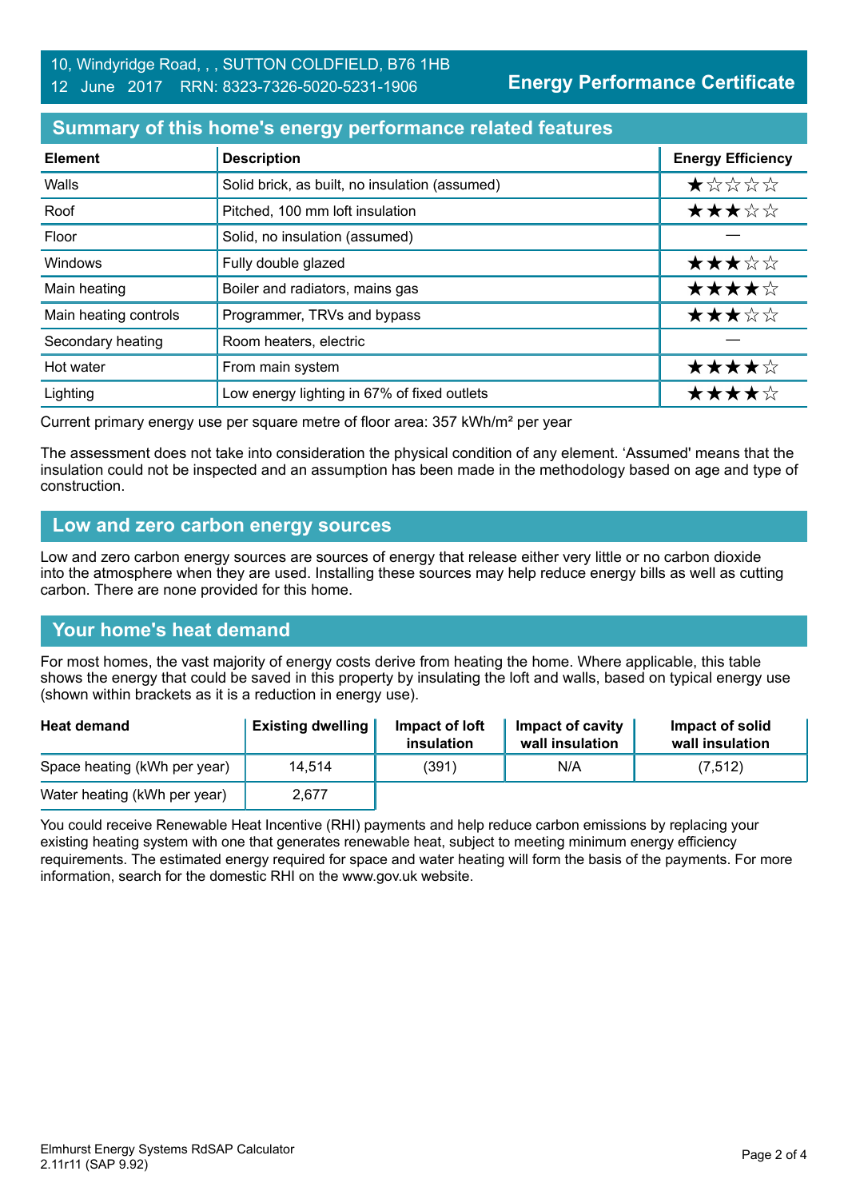10, Windyridge Road, , , SUTTON COLDFIELD, B76 1HB
12 June 2017 RRN: 8323-7326-5020-5231-1906

**Energy Performance Certificate**

## Summary of this home's energy performance related features

| Element | Description | Energy Efficiency |
|---|---|---|
| Walls | Solid brick, as built, no insulation (assumed) | ★☆☆☆☆ |
| Roof | Pitched, 100 mm loft insulation | ★★★☆☆ |
| Floor | Solid, no insulation (assumed) | — |
| Windows | Fully double glazed | ★★★☆☆ |
| Main heating | Boiler and radiators, mains gas | ★★★★☆ |
| Main heating controls | Programmer, TRVs and bypass | ★★★☆☆ |
| Secondary heating | Room heaters, electric | — |
| Hot water | From main system | ★★★★☆ |
| Lighting | Low energy lighting in 67% of fixed outlets | ★★★★☆ |

Current primary energy use per square metre of floor area: 357 kWh/m² per year

The assessment does not take into consideration the physical condition of any element. 'Assumed' means that the insulation could not be inspected and an assumption has been made in the methodology based on age and type of construction.

## Low and zero carbon energy sources

Low and zero carbon energy sources are sources of energy that release either very little or no carbon dioxide into the atmosphere when they are used. Installing these sources may help reduce energy bills as well as cutting carbon. There are none provided for this home.

## Your home's heat demand

For most homes, the vast majority of energy costs derive from heating the home. Where applicable, this table shows the energy that could be saved in this property by insulating the loft and walls, based on typical energy use (shown within brackets as it is a reduction in energy use).

| Heat demand | Existing dwelling | Impact of loft insulation | Impact of cavity wall insulation | Impact of solid wall insulation |
|---|---|---|---|---|
| Space heating (kWh per year) | 14,514 | (391) | N/A | (7,512) |
| Water heating (kWh per year) | 2,677 | | | |

You could receive Renewable Heat Incentive (RHI) payments and help reduce carbon emissions by replacing your existing heating system with one that generates renewable heat, subject to meeting minimum energy efficiency requirements. The estimated energy required for space and water heating will form the basis of the payments. For more information, search for the domestic RHI on the www.gov.uk website.

Elmhurst Energy Systems RdSAP Calculator
2.11r11 (SAP 9.92)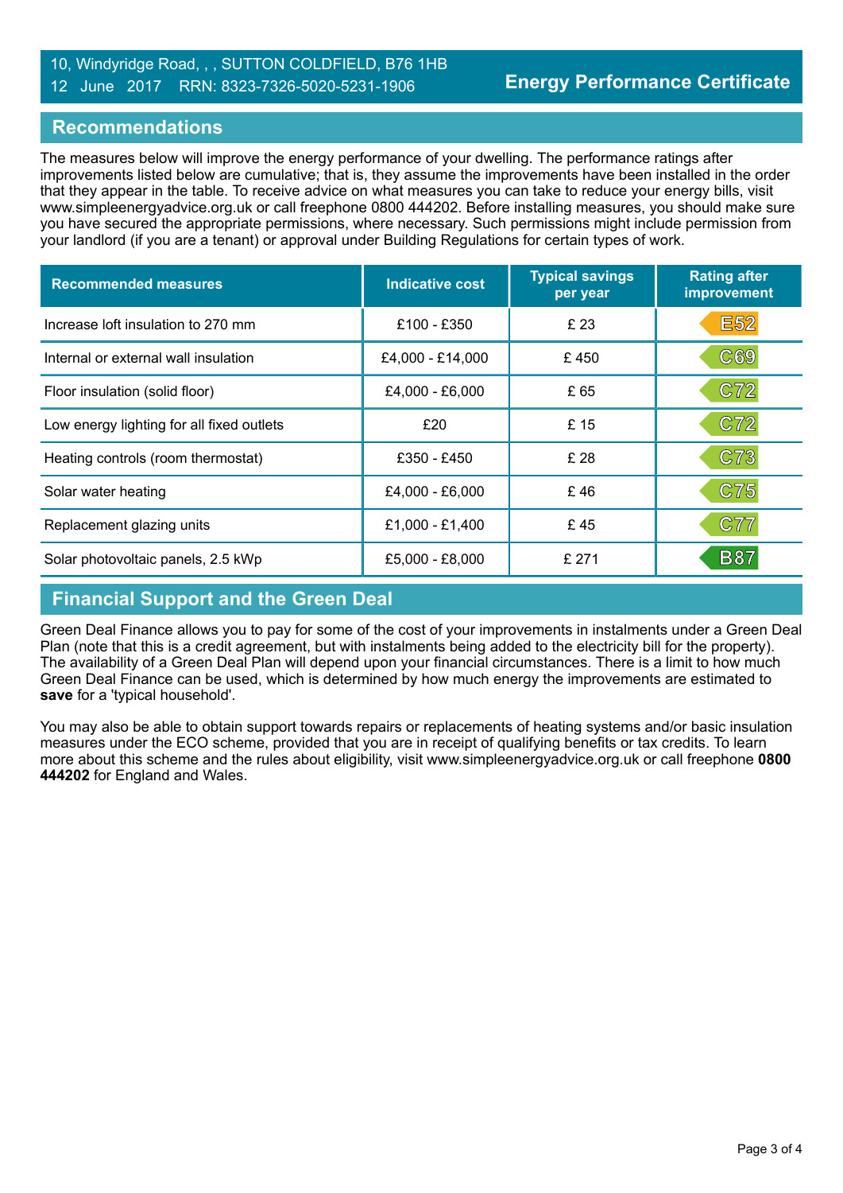10, Windyridge Road, , , SUTTON COLDFIELD, B76 1HB
12 June 2017 RRN: 8323-7326-5020-5231-1906

**Energy Performance Certificate**

## Recommendations

The measures below will improve the energy performance of your dwelling. The performance ratings after improvements listed below are cumulative; that is, they assume the improvements have been installed in the order that they appear in the table. To receive advice on what measures you can take to reduce your energy bills, visit www.simpleenergyadvice.org.uk or call freephone 0800 444202. Before installing measures, you should make sure you have secured the appropriate permissions, where necessary. Such permissions might include permission from your landlord (if you are a tenant) or approval under Building Regulations for certain types of work.

| Recommended measures | Indicative cost | Typical savings per year | Rating after improvement |
|---|---|---|---|
| Increase loft insulation to 270 mm | £100 - £350 | £ 23 | E52 |
| Internal or external wall insulation | £4,000 - £14,000 | £ 450 | C69 |
| Floor insulation (solid floor) | £4,000 - £6,000 | £ 65 | C72 |
| Low energy lighting for all fixed outlets | £20 | £ 15 | C72 |
| Heating controls (room thermostat) | £350 - £450 | £ 28 | C73 |
| Solar water heating | £4,000 - £6,000 | £ 46 | C75 |
| Replacement glazing units | £1,000 - £1,400 | £ 45 | C77 |
| Solar photovoltaic panels, 2.5 kWp | £5,000 - £8,000 | £ 271 | B87 |

## Financial Support and the Green Deal

Green Deal Finance allows you to pay for some of the cost of your improvements in instalments under a Green Deal Plan (note that this is a credit agreement, but with instalments being added to the electricity bill for the property). The availability of a Green Deal Plan will depend upon your financial circumstances. There is a limit to how much Green Deal Finance can be used, which is determined by how much energy the improvements are estimated to **save** for a 'typical household'.

You may also be able to obtain support towards repairs or replacements of heating systems and/or basic insulation measures under the ECO scheme, provided that you are in receipt of qualifying benefits or tax credits. To learn more about this scheme and the rules about eligibility, visit www.simpleenergyadvice.org.uk or call freephone **0800 444202** for England and Wales.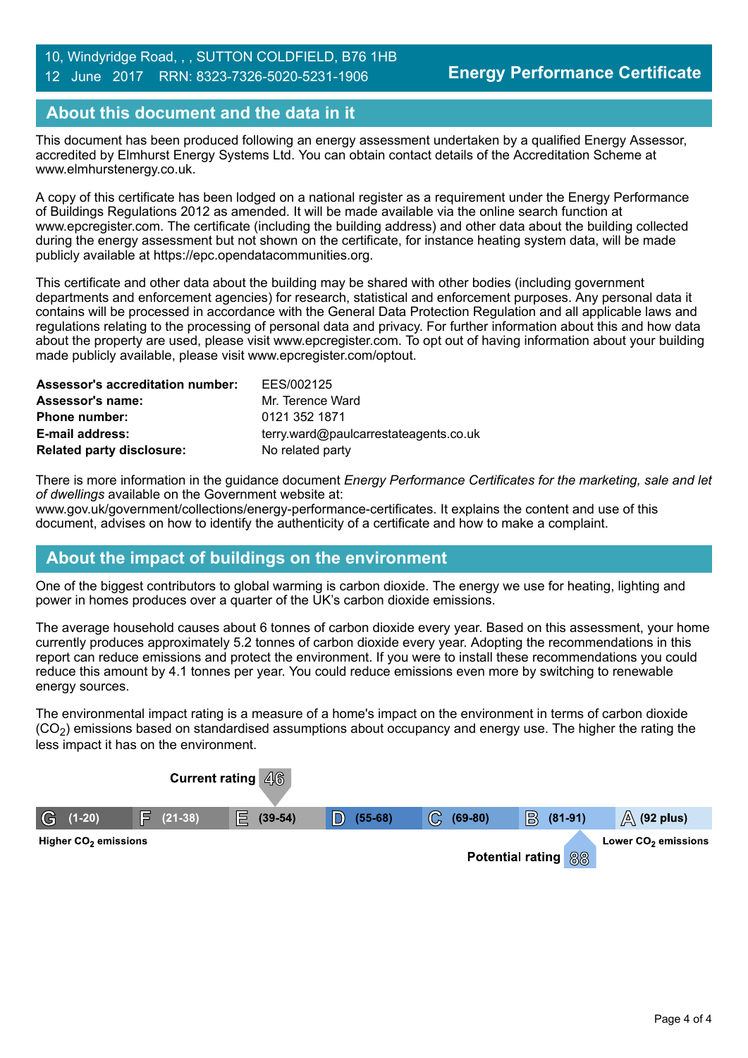10, Windyridge Road, , , SUTTON COLDFIELD, B76 1HB
12 June 2017 RRN: 8323-7326-5020-5231-1906

**Energy Performance Certificate**

## About this document and the data in it

This document has been produced following an energy assessment undertaken by a qualified Energy Assessor, accredited by Elmhurst Energy Systems Ltd. You can obtain contact details of the Accreditation Scheme at www.elmhurstenergy.co.uk.

A copy of this certificate has been lodged on a national register as a requirement under the Energy Performance of Buildings Regulations 2012 as amended. It will be made available via the online search function at www.epcregister.com. The certificate (including the building address) and other data about the building collected during the energy assessment but not shown on the certificate, for instance heating system data, will be made publicly available at https://epc.opendatacommunities.org.

This certificate and other data about the building may be shared with other bodies (including government departments and enforcement agencies) for research, statistical and enforcement purposes. Any personal data it contains will be processed in accordance with the General Data Protection Regulation and all applicable laws and regulations relating to the processing of personal data and privacy. For further information about this and how data about the property are used, please visit www.epcregister.com. To opt out of having information about your building made publicly available, please visit www.epcregister.com/optout.

| | |
|---|---|
| **Assessor's accreditation number:** | EES/002125 |
| **Assessor's name:** | Mr. Terence Ward |
| **Phone number:** | 0121 352 1871 |
| **E-mail address:** | terry.ward@paulcarrestateagents.co.uk |
| **Related party disclosure:** | No related party |

There is more information in the guidance document *Energy Performance Certificates for the marketing, sale and let of dwellings* available on the Government website at: www.gov.uk/government/collections/energy-performance-certificates. It explains the content and use of this document, advises on how to identify the authenticity of a certificate and how to make a complaint.

## About the impact of buildings on the environment

One of the biggest contributors to global warming is carbon dioxide. The energy we use for heating, lighting and power in homes produces over a quarter of the UK's carbon dioxide emissions.

The average household causes about 6 tonnes of carbon dioxide every year. Based on this assessment, your home currently produces approximately 5.2 tonnes of carbon dioxide every year. Adopting the recommendations in this report can reduce emissions and protect the environment. If you were to install these recommendations you could reduce this amount by 4.1 tonnes per year. You could reduce emissions even more by switching to renewable energy sources.

The environmental impact rating is a measure of a home's impact on the environment in terms of carbon dioxide ($CO_2$) emissions based on standardised assumptions about occupancy and energy use. The higher the rating the less impact it has on the environment.

Current rating 46

G (1-20) F (21-38) E (39-54) D (55-68) C (69-80) B (81-91) A (92 plus)

Higher $CO_2$ emissions

Lower $CO_2$ emissions

Potential rating 88